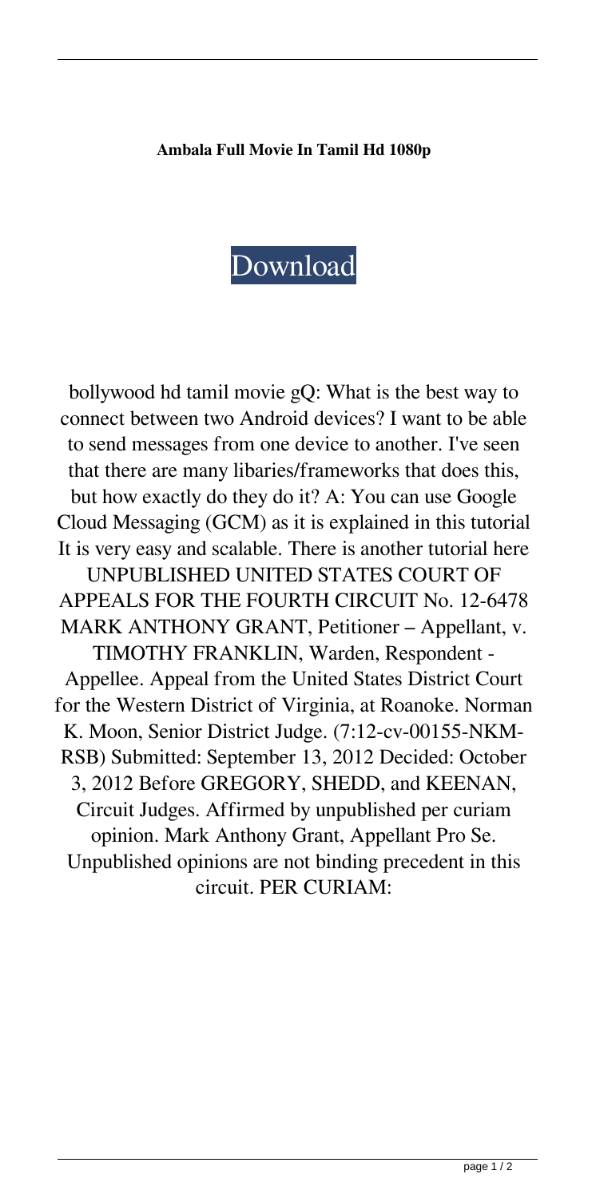**Ambala Full Movie In Tamil Hd 1080p**

[Download](#)

bollywood hd tamil movie gQ: What is the best way to connect between two Android devices? I want to be able to send messages from one device to another. I've seen that there are many libaries/frameworks that does this, but how exactly do they do it? A: You can use Google Cloud Messaging (GCM) as it is explained in this tutorial It is very easy and scalable. There is another tutorial here UNPUBLISHED UNITED STATES COURT OF APPEALS FOR THE FOURTH CIRCUIT No. 12-6478 MARK ANTHONY GRANT, Petitioner – Appellant, v. TIMOTHY FRANKLIN, Warden, Respondent - Appellee. Appeal from the United States District Court for the Western District of Virginia, at Roanoke. Norman K. Moon, Senior District Judge. (7:12-cv-00155-NKM-RSB) Submitted: September 13, 2012 Decided: October 3, 2012 Before GREGORY, SHEDD, and KEENAN, Circuit Judges. Affirmed by unpublished per curiam opinion. Mark Anthony Grant, Appellant Pro Se. Unpublished opinions are not binding precedent in this circuit. PER CURIAM: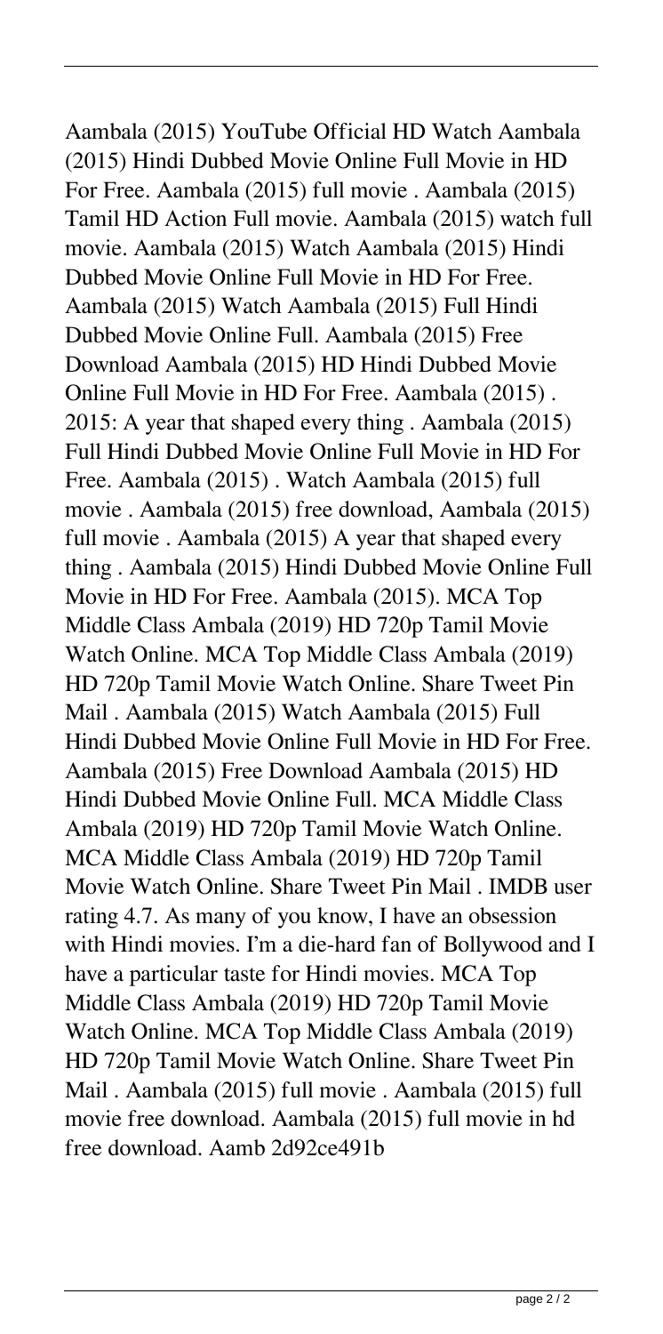Aambala (2015) YouTube Official HD Watch Aambala (2015) Hindi Dubbed Movie Online Full Movie in HD For Free. Aambala (2015) full movie . Aambala (2015) Tamil HD Action Full movie. Aambala (2015) watch full movie. Aambala (2015) Watch Aambala (2015) Hindi Dubbed Movie Online Full Movie in HD For Free. Aambala (2015) Watch Aambala (2015) Full Hindi Dubbed Movie Online Full. Aambala (2015) Free Download Aambala (2015) HD Hindi Dubbed Movie Online Full Movie in HD For Free. Aambala (2015) . 2015: A year that shaped every thing . Aambala (2015) Full Hindi Dubbed Movie Online Full Movie in HD For Free. Aambala (2015) . Watch Aambala (2015) full movie . Aambala (2015) free download, Aambala (2015) full movie . Aambala (2015) A year that shaped every thing . Aambala (2015) Hindi Dubbed Movie Online Full Movie in HD For Free. Aambala (2015). MCA Top Middle Class Ambala (2019) HD 720p Tamil Movie Watch Online. MCA Top Middle Class Ambala (2019) HD 720p Tamil Movie Watch Online. Share Tweet Pin Mail . Aambala (2015) Watch Aambala (2015) Full Hindi Dubbed Movie Online Full Movie in HD For Free. Aambala (2015) Free Download Aambala (2015) HD Hindi Dubbed Movie Online Full. MCA Middle Class Ambala (2019) HD 720p Tamil Movie Watch Online. MCA Middle Class Ambala (2019) HD 720p Tamil Movie Watch Online. Share Tweet Pin Mail . IMDB user rating 4.7. As many of you know, I have an obsession with Hindi movies. I'm a die-hard fan of Bollywood and I have a particular taste for Hindi movies. MCA Top Middle Class Ambala (2019) HD 720p Tamil Movie Watch Online. MCA Top Middle Class Ambala (2019) HD 720p Tamil Movie Watch Online. Share Tweet Pin Mail . Aambala (2015) full movie . Aambala (2015) full movie free download. Aambala (2015) full movie in hd free download. Aamb 2d92ce491b